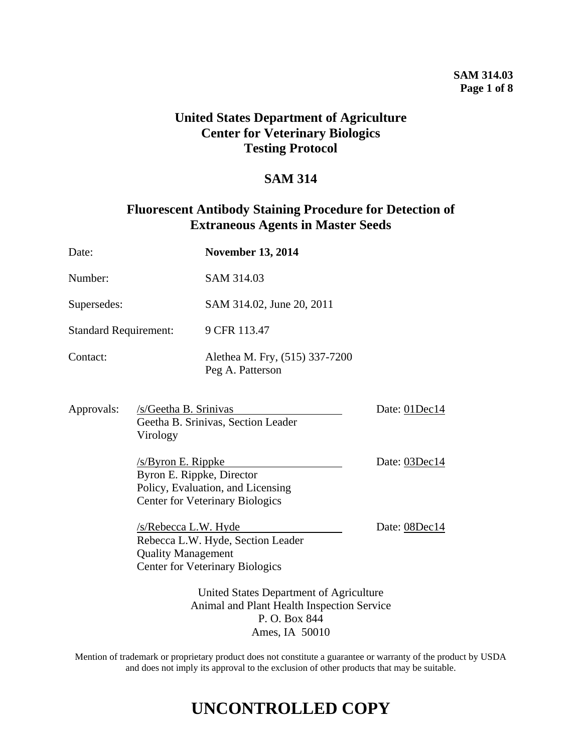# United States Department of Agriculture
# Center for Veterinary Biologics
# Testing Protocol

## SAM 314

## Fluorescent Antibody Staining Procedure for Detection of Extraneous Agents in Master Seeds

| | |
|---|---|
| Date: | **November 13, 2014** |
| Number: | SAM 314.03 |
| Supersedes: | SAM 314.02, June 20, 2011 |
| Standard Requirement: | 9 CFR 113.47 |
| Contact: | Alethea M. Fry, (515) 337-7200<br>Peg A. Patterson |

Approvals:

/s/Geetha B. Srinivas — Date: 01Dec14
Geetha B. Srinivas, Section Leader
Virology

/s/Byron E. Rippke — Date: 03Dec14
Byron E. Rippke, Director
Policy, Evaluation, and Licensing
Center for Veterinary Biologics

/s/Rebecca L.W. Hyde — Date: 08Dec14
Rebecca L.W. Hyde, Section Leader
Quality Management
Center for Veterinary Biologics

United States Department of Agriculture
Animal and Plant Health Inspection Service
P. O. Box 844
Ames, IA 50010

Mention of trademark or proprietary product does not constitute a guarantee or warranty of the product by USDA and does not imply its approval to the exclusion of other products that may be suitable.

# UNCONTROLLED COPY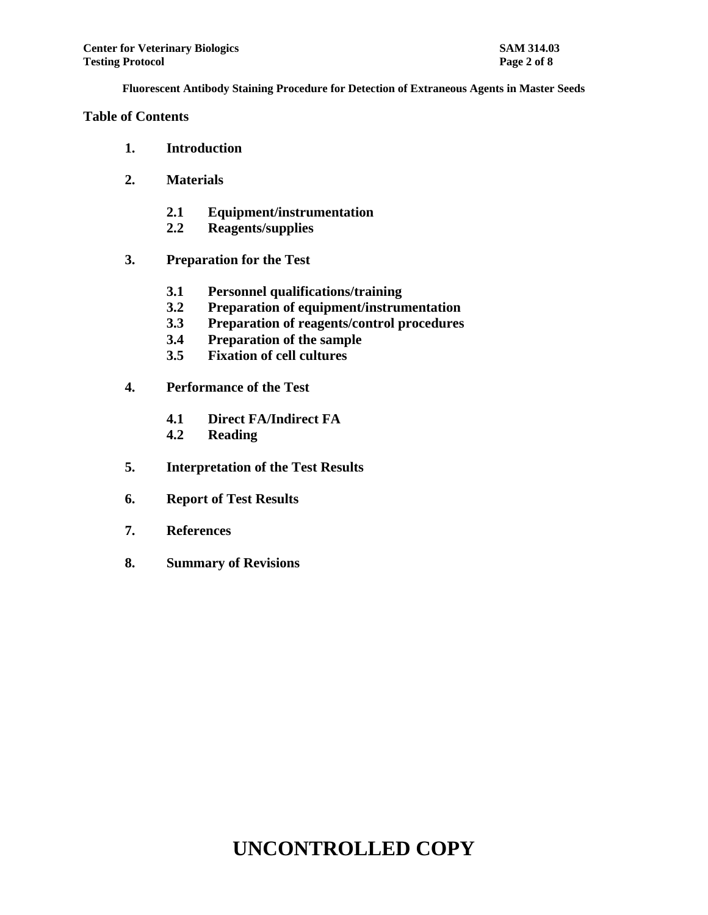## Table of Contents

1. **Introduction**
2. **Materials**
    - **2.1 Equipment/instrumentation**
    - **2.2 Reagents/supplies**
3. **Preparation for the Test**
    - **3.1 Personnel qualifications/training**
    - **3.2 Preparation of equipment/instrumentation**
    - **3.3 Preparation of reagents/control procedures**
    - **3.4 Preparation of the sample**
    - **3.5 Fixation of cell cultures**
4. **Performance of the Test**
    - **4.1 Direct FA/Indirect FA**
    - **4.2 Reading**
5. **Interpretation of the Test Results**
6. **Report of Test Results**
7. **References**
8. **Summary of Revisions**

# UNCONTROLLED COPY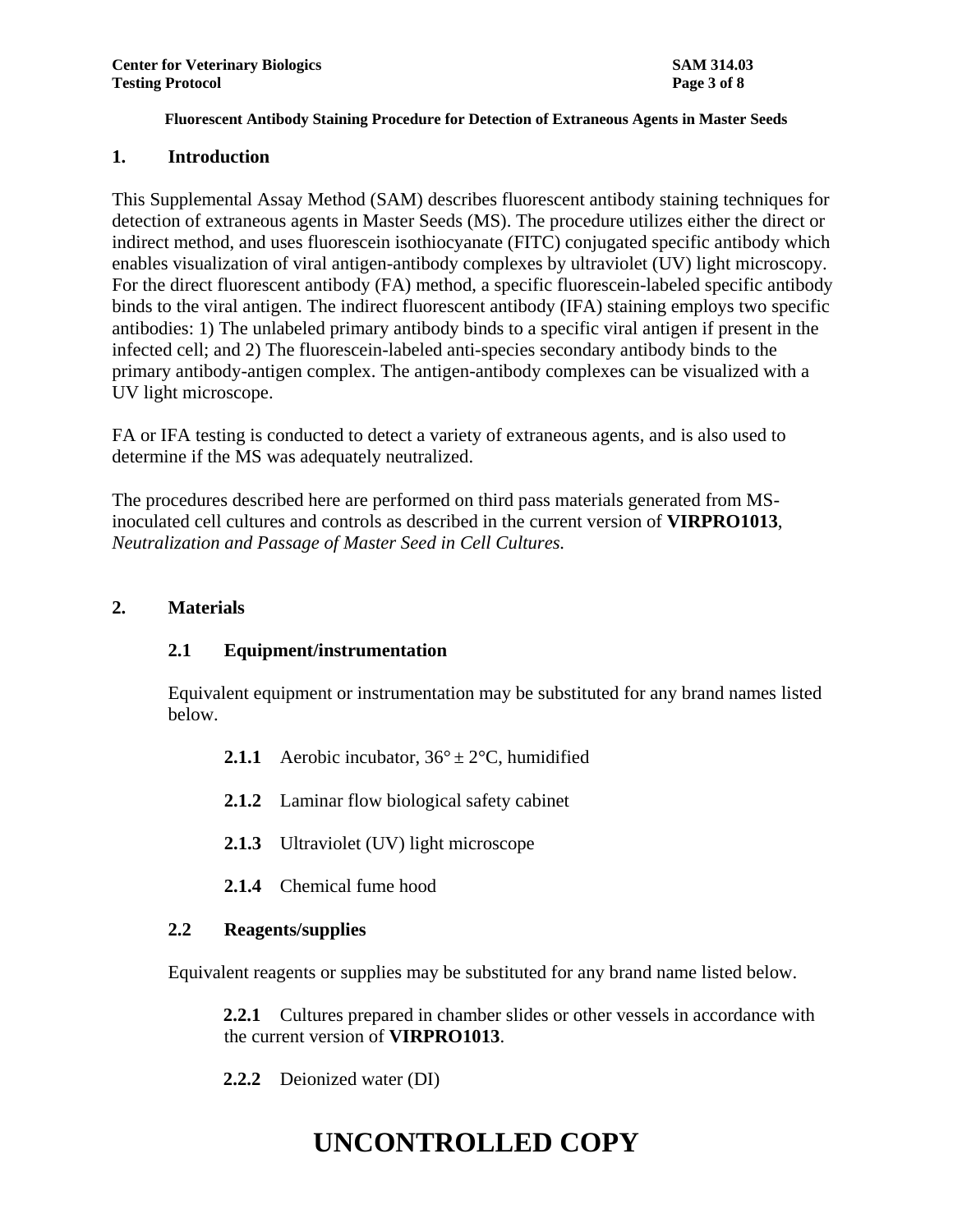**Fluorescent Antibody Staining Procedure for Detection of Extraneous Agents in Master Seeds**

## 1. Introduction

This Supplemental Assay Method (SAM) describes fluorescent antibody staining techniques for detection of extraneous agents in Master Seeds (MS). The procedure utilizes either the direct or indirect method, and uses fluorescein isothiocyanate (FITC) conjugated specific antibody which enables visualization of viral antigen-antibody complexes by ultraviolet (UV) light microscopy. For the direct fluorescent antibody (FA) method, a specific fluorescein-labeled specific antibody binds to the viral antigen. The indirect fluorescent antibody (IFA) staining employs two specific antibodies: 1) The unlabeled primary antibody binds to a specific viral antigen if present in the infected cell; and 2) The fluorescein-labeled anti-species secondary antibody binds to the primary antibody-antigen complex. The antigen-antibody complexes can be visualized with a UV light microscope.

FA or IFA testing is conducted to detect a variety of extraneous agents, and is also used to determine if the MS was adequately neutralized.

The procedures described here are performed on third pass materials generated from MS-inoculated cell cultures and controls as described in the current version of **VIRPRO1013**, *Neutralization and Passage of Master Seed in Cell Cultures.*

## 2. Materials

### 2.1 Equipment/instrumentation

Equivalent equipment or instrumentation may be substituted for any brand names listed below.

**2.1.1** Aerobic incubator, 36° ± 2°C, humidified

**2.1.2** Laminar flow biological safety cabinet

**2.1.3** Ultraviolet (UV) light microscope

**2.1.4** Chemical fume hood

### 2.2 Reagents/supplies

Equivalent reagents or supplies may be substituted for any brand name listed below.

**2.2.1** Cultures prepared in chamber slides or other vessels in accordance with the current version of **VIRPRO1013**.

**2.2.2** Deionized water (DI)

**UNCONTROLLED COPY**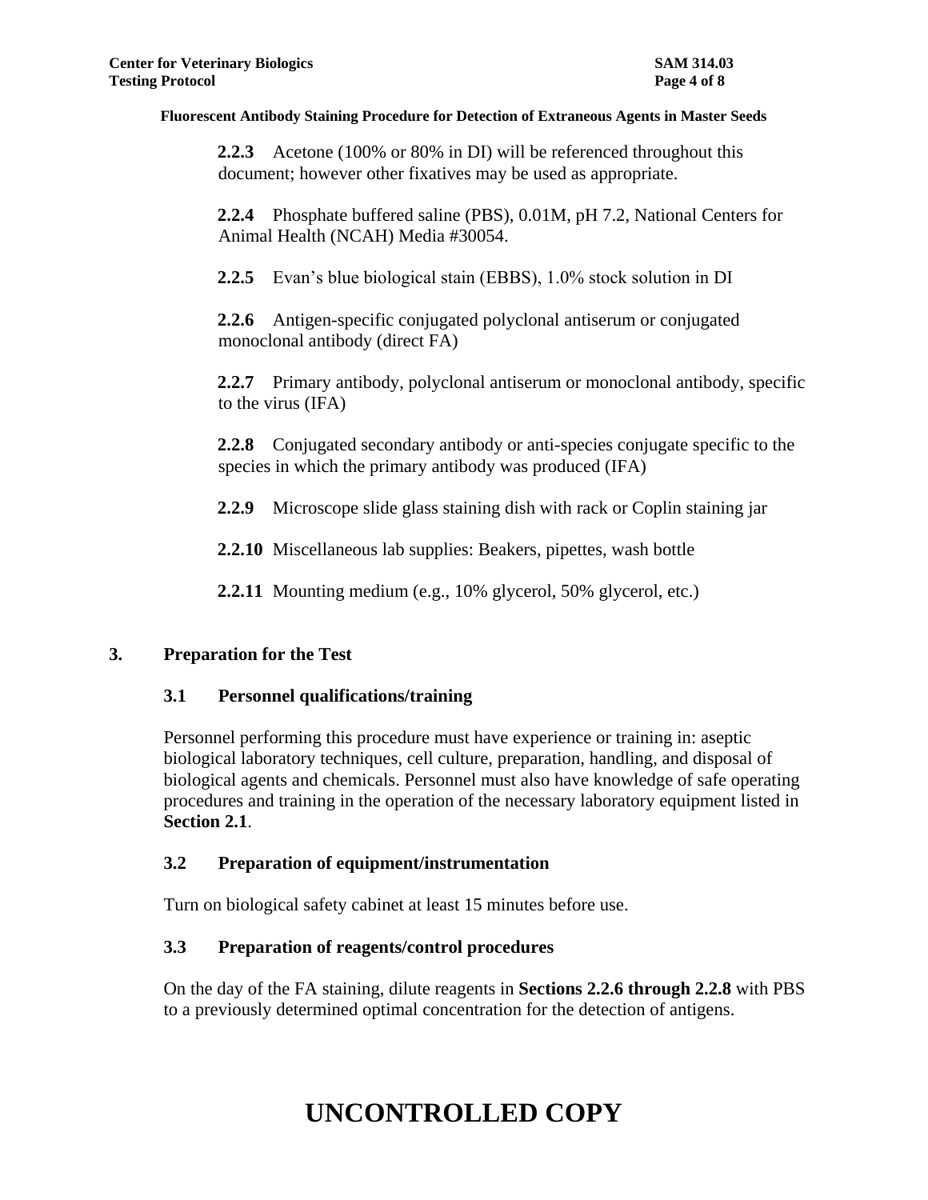**2.2.3** Acetone (100% or 80% in DI) will be referenced throughout this document; however other fixatives may be used as appropriate.

**2.2.4** Phosphate buffered saline (PBS), 0.01M, pH 7.2, National Centers for Animal Health (NCAH) Media #30054.

**2.2.5** Evan's blue biological stain (EBBS), 1.0% stock solution in DI

**2.2.6** Antigen-specific conjugated polyclonal antiserum or conjugated monoclonal antibody (direct FA)

**2.2.7** Primary antibody, polyclonal antiserum or monoclonal antibody, specific to the virus (IFA)

**2.2.8** Conjugated secondary antibody or anti-species conjugate specific to the species in which the primary antibody was produced (IFA)

**2.2.9** Microscope slide glass staining dish with rack or Coplin staining jar

**2.2.10** Miscellaneous lab supplies: Beakers, pipettes, wash bottle

**2.2.11** Mounting medium (e.g., 10% glycerol, 50% glycerol, etc.)

## 3. Preparation for the Test

### 3.1 Personnel qualifications/training

Personnel performing this procedure must have experience or training in: aseptic biological laboratory techniques, cell culture, preparation, handling, and disposal of biological agents and chemicals. Personnel must also have knowledge of safe operating procedures and training in the operation of the necessary laboratory equipment listed in **Section 2.1**.

### 3.2 Preparation of equipment/instrumentation

Turn on biological safety cabinet at least 15 minutes before use.

### 3.3 Preparation of reagents/control procedures

On the day of the FA staining, dilute reagents in **Sections 2.2.6 through 2.2.8** with PBS to a previously determined optimal concentration for the detection of antigens.

**UNCONTROLLED COPY**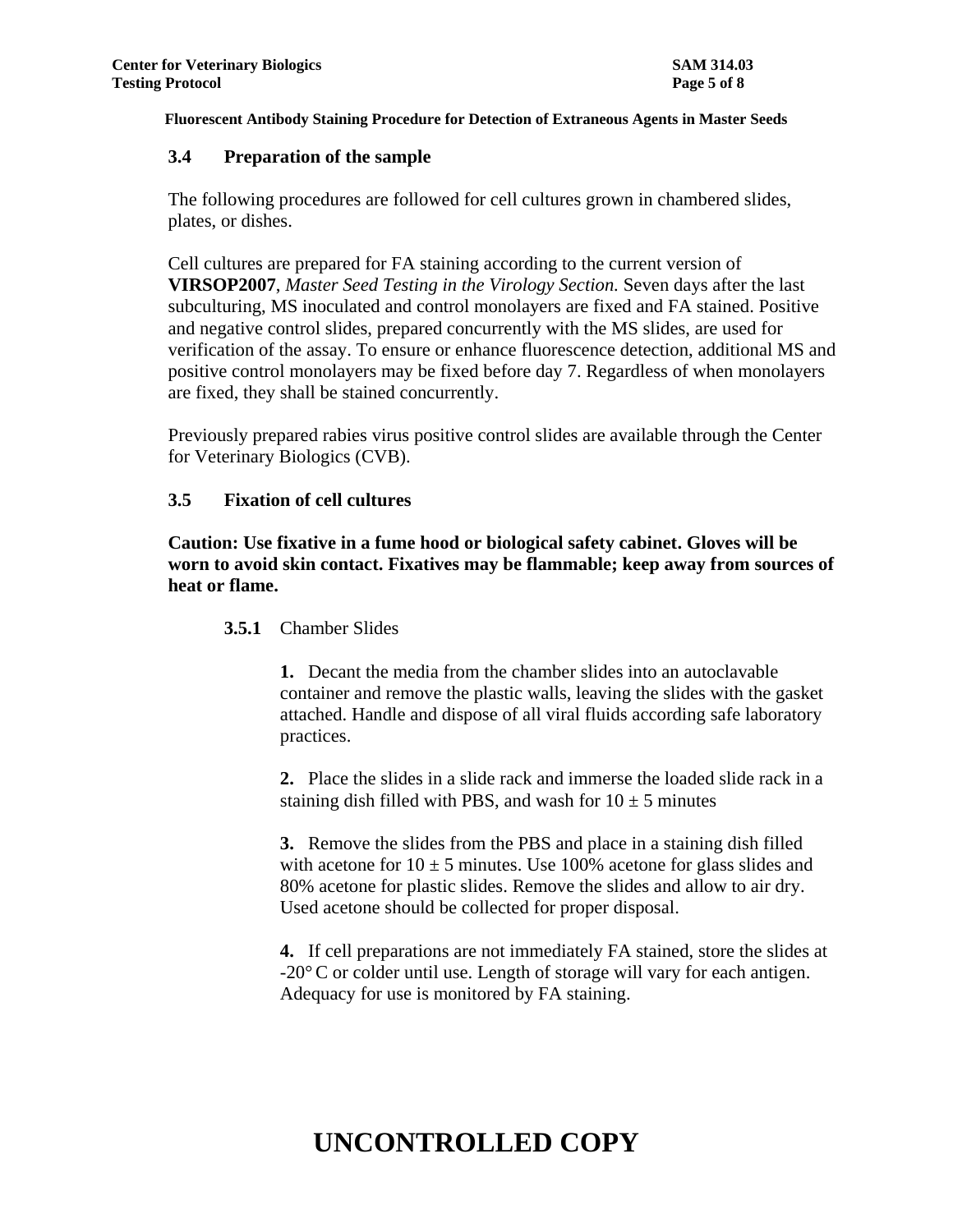### 3.4 Preparation of the sample

The following procedures are followed for cell cultures grown in chambered slides, plates, or dishes.

Cell cultures are prepared for FA staining according to the current version of **VIRSOP2007**, *Master Seed Testing in the Virology Section.* Seven days after the last subculturing, MS inoculated and control monolayers are fixed and FA stained. Positive and negative control slides, prepared concurrently with the MS slides, are used for verification of the assay. To ensure or enhance fluorescence detection, additional MS and positive control monolayers may be fixed before day 7. Regardless of when monolayers are fixed, they shall be stained concurrently.

Previously prepared rabies virus positive control slides are available through the Center for Veterinary Biologics (CVB).

### 3.5 Fixation of cell cultures

**Caution: Use fixative in a fume hood or biological safety cabinet. Gloves will be worn to avoid skin contact. Fixatives may be flammable; keep away from sources of heat or flame.**

**3.5.1** Chamber Slides

**1.** Decant the media from the chamber slides into an autoclavable container and remove the plastic walls, leaving the slides with the gasket attached. Handle and dispose of all viral fluids according safe laboratory practices.

**2.** Place the slides in a slide rack and immerse the loaded slide rack in a staining dish filled with PBS, and wash for 10 ± 5 minutes

**3.** Remove the slides from the PBS and place in a staining dish filled with acetone for 10 ± 5 minutes. Use 100% acetone for glass slides and 80% acetone for plastic slides. Remove the slides and allow to air dry. Used acetone should be collected for proper disposal.

**4.** If cell preparations are not immediately FA stained, store the slides at -20° C or colder until use. Length of storage will vary for each antigen. Adequacy for use is monitored by FA staining.

# UNCONTROLLED COPY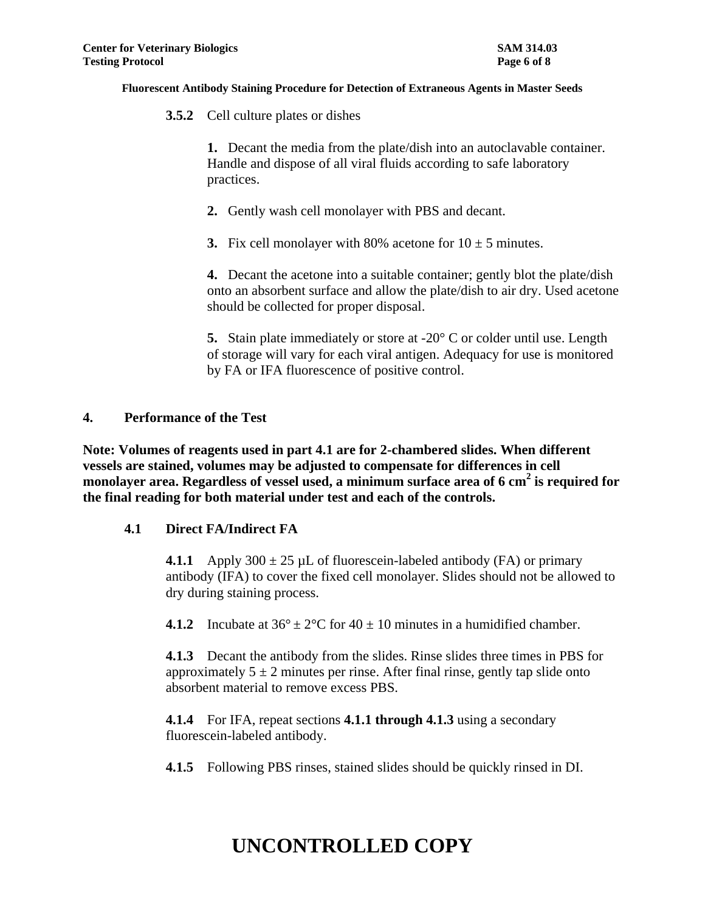**3.5.2** Cell culture plates or dishes

**1.** Decant the media from the plate/dish into an autoclavable container. Handle and dispose of all viral fluids according to safe laboratory practices.

**2.** Gently wash cell monolayer with PBS and decant.

**3.** Fix cell monolayer with 80% acetone for 10 ± 5 minutes.

**4.** Decant the acetone into a suitable container; gently blot the plate/dish onto an absorbent surface and allow the plate/dish to air dry. Used acetone should be collected for proper disposal.

**5.** Stain plate immediately or store at -20° C or colder until use. Length of storage will vary for each viral antigen. Adequacy for use is monitored by FA or IFA fluorescence of positive control.

## 4. Performance of the Test

**Note: Volumes of reagents used in part 4.1 are for 2-chambered slides. When different vessels are stained, volumes may be adjusted to compensate for differences in cell monolayer area. Regardless of vessel used, a minimum surface area of 6 $cm^2$ is required for the final reading for both material under test and each of the controls.**

### 4.1 Direct FA/Indirect FA

**4.1.1** Apply 300 ± 25 µL of fluorescein-labeled antibody (FA) or primary antibody (IFA) to cover the fixed cell monolayer. Slides should not be allowed to dry during staining process.

**4.1.2** Incubate at 36° ± 2°C for 40 ± 10 minutes in a humidified chamber.

**4.1.3** Decant the antibody from the slides. Rinse slides three times in PBS for approximately 5 ± 2 minutes per rinse. After final rinse, gently tap slide onto absorbent material to remove excess PBS.

**4.1.4** For IFA, repeat sections **4.1.1 through 4.1.3** using a secondary fluorescein-labeled antibody.

**4.1.5** Following PBS rinses, stained slides should be quickly rinsed in DI.

# UNCONTROLLED COPY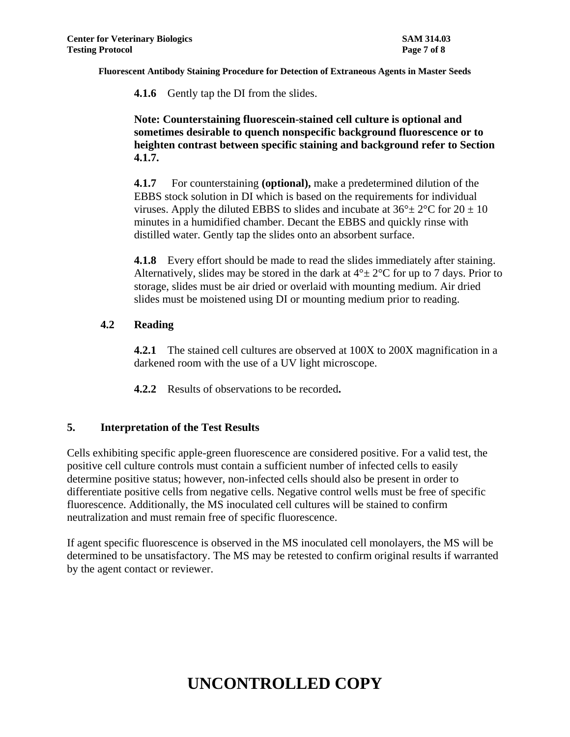**4.1.6** Gently tap the DI from the slides.

**Note: Counterstaining fluorescein-stained cell culture is optional and sometimes desirable to quench nonspecific background fluorescence or to heighten contrast between specific staining and background refer to Section 4.1.7.**

**4.1.7** For counterstaining **(optional),** make a predetermined dilution of the EBBS stock solution in DI which is based on the requirements for individual viruses. Apply the diluted EBBS to slides and incubate at 36°± 2°C for 20 ± 10 minutes in a humidified chamber. Decant the EBBS and quickly rinse with distilled water. Gently tap the slides onto an absorbent surface.

**4.1.8** Every effort should be made to read the slides immediately after staining. Alternatively, slides may be stored in the dark at 4°± 2°C for up to 7 days. Prior to storage, slides must be air dried or overlaid with mounting medium. Air dried slides must be moistened using DI or mounting medium prior to reading.

### 4.2 Reading

**4.2.1** The stained cell cultures are observed at 100X to 200X magnification in a darkened room with the use of a UV light microscope.

**4.2.2** Results of observations to be recorded**.**

## 5. Interpretation of the Test Results

Cells exhibiting specific apple-green fluorescence are considered positive. For a valid test, the positive cell culture controls must contain a sufficient number of infected cells to easily determine positive status; however, non-infected cells should also be present in order to differentiate positive cells from negative cells. Negative control wells must be free of specific fluorescence. Additionally, the MS inoculated cell cultures will be stained to confirm neutralization and must remain free of specific fluorescence.

If agent specific fluorescence is observed in the MS inoculated cell monolayers, the MS will be determined to be unsatisfactory. The MS may be retested to confirm original results if warranted by the agent contact or reviewer.

# UNCONTROLLED COPY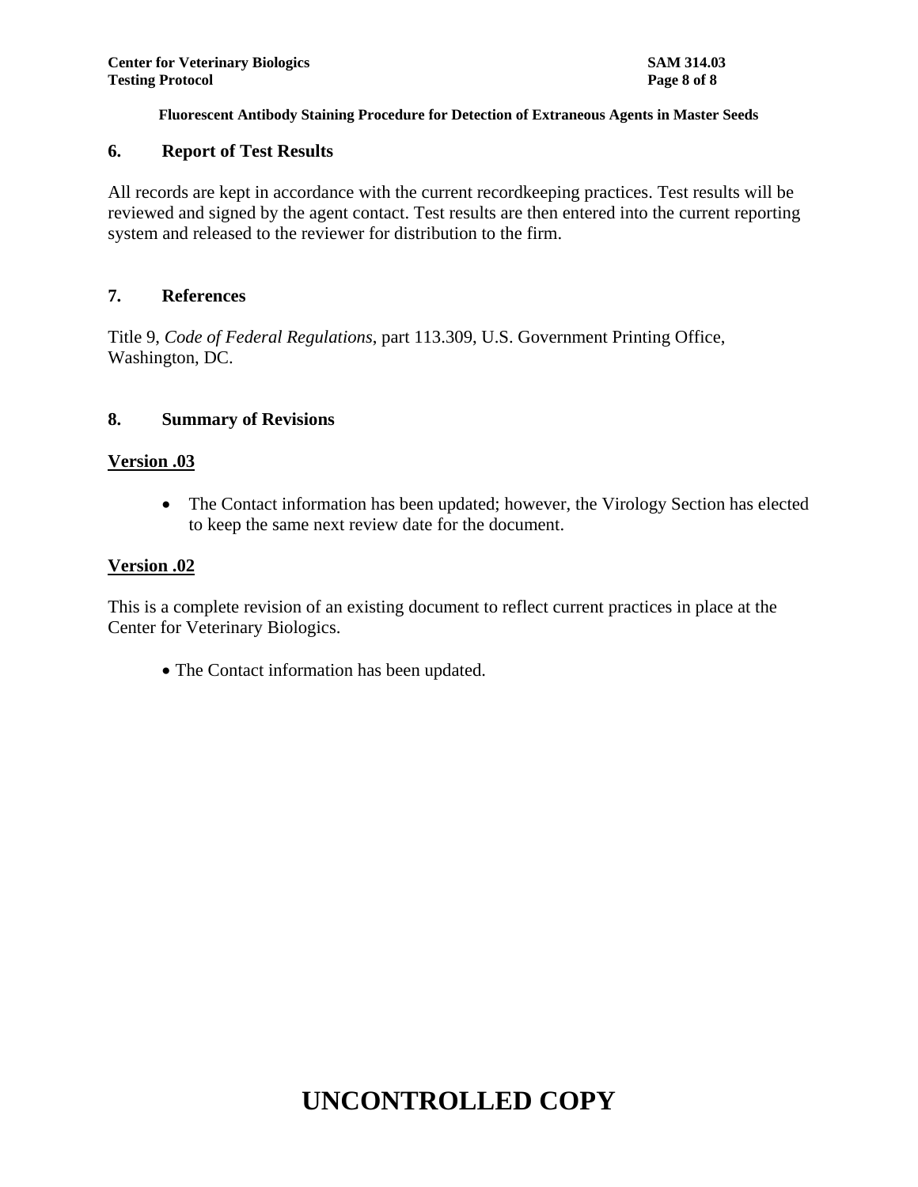## 6. Report of Test Results

All records are kept in accordance with the current recordkeeping practices. Test results will be reviewed and signed by the agent contact. Test results are then entered into the current reporting system and released to the reviewer for distribution to the firm.

## 7. References

Title 9, *Code of Federal Regulations*, part 113.309, U.S. Government Printing Office, Washington, DC.

## 8. Summary of Revisions

**<u>Version .03</u>**

- The Contact information has been updated; however, the Virology Section has elected to keep the same next review date for the document.

**<u>Version .02</u>**

This is a complete revision of an existing document to reflect current practices in place at the Center for Veterinary Biologics.

- The Contact information has been updated.

**UNCONTROLLED COPY**